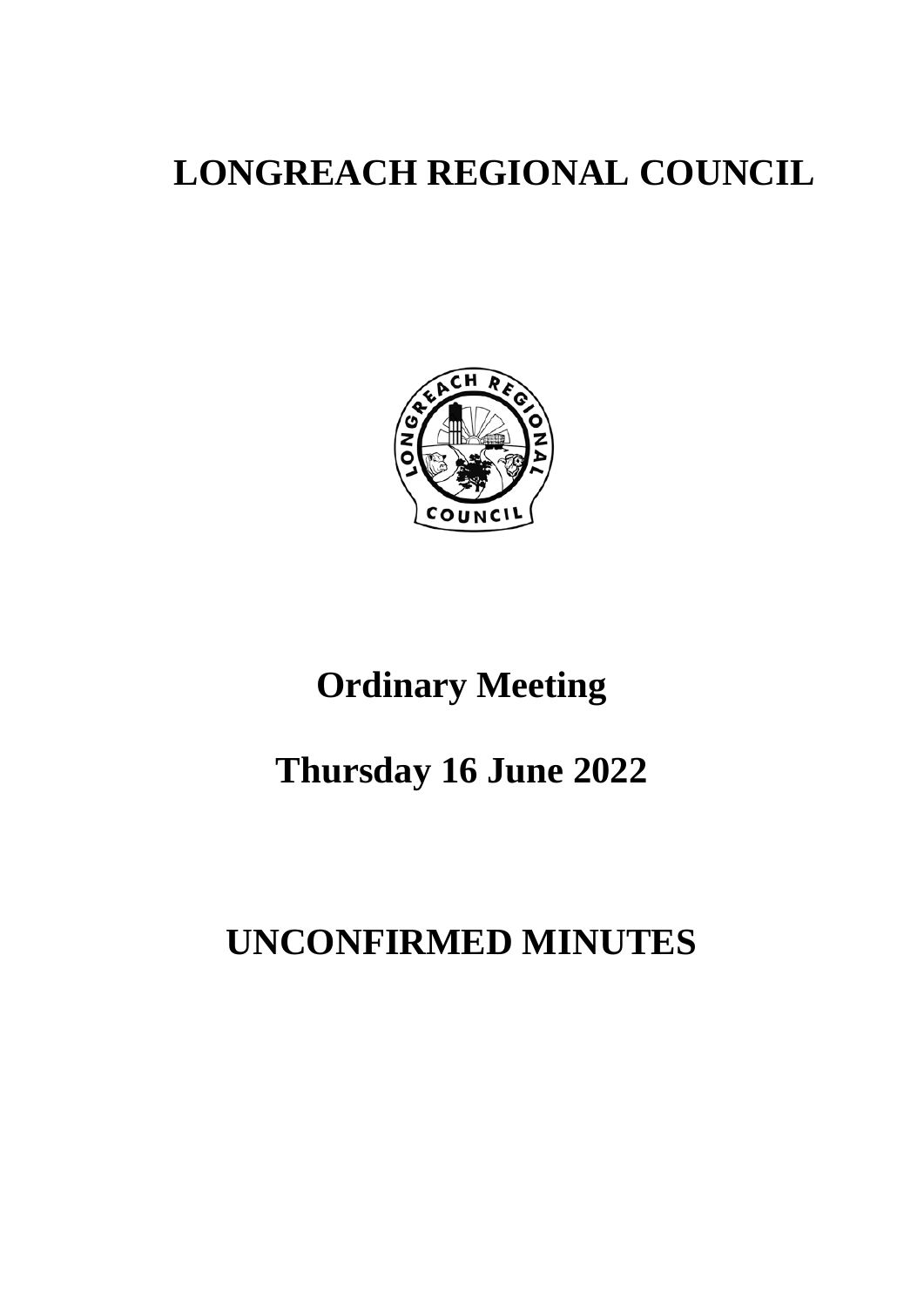# LONGREACH REGIONAL COUNCIL

# Ordinary Meeting

# Thursday 16 June 2022

# UNCONFIRMED MINUTES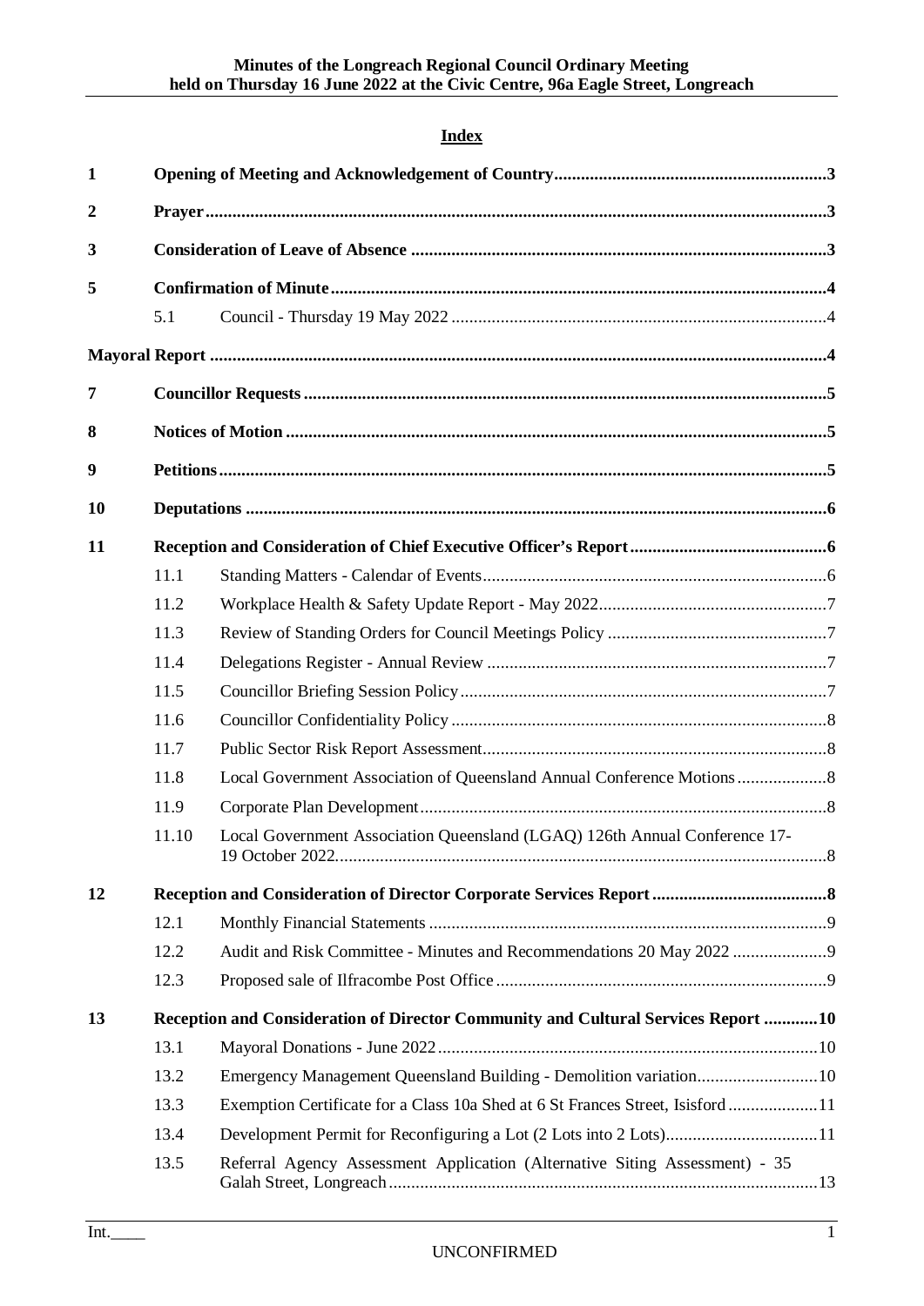## Index

| | | | |
|---|---|---|---|
| **1** | **Opening of Meeting and Acknowledgement of Country** | | **3** |
| **2** | **Prayer** | | **3** |
| **3** | **Consideration of Leave of Absence** | | **3** |
| **5** | **Confirmation of Minute** | | **4** |
| | 5.1 | Council - Thursday 19 May 2022 | 4 |
| **Mayoral Report** | | | **4** |
| **7** | **Councillor Requests** | | **5** |
| **8** | **Notices of Motion** | | **5** |
| **9** | **Petitions** | | **5** |
| **10** | **Deputations** | | **6** |
| **11** | **Reception and Consideration of Chief Executive Officer's Report** | | **6** |
| | 11.1 | Standing Matters - Calendar of Events | 6 |
| | 11.2 | Workplace Health & Safety Update Report - May 2022 | 7 |
| | 11.3 | Review of Standing Orders for Council Meetings Policy | 7 |
| | 11.4 | Delegations Register - Annual Review | 7 |
| | 11.5 | Councillor Briefing Session Policy | 7 |
| | 11.6 | Councillor Confidentiality Policy | 8 |
| | 11.7 | Public Sector Risk Report Assessment | 8 |
| | 11.8 | Local Government Association of Queensland Annual Conference Motions | 8 |
| | 11.9 | Corporate Plan Development | 8 |
| | 11.10 | Local Government Association Queensland (LGAQ) 126th Annual Conference 17-19 October 2022 | 8 |
| **12** | **Reception and Consideration of Director Corporate Services Report** | | **8** |
| | 12.1 | Monthly Financial Statements | 9 |
| | 12.2 | Audit and Risk Committee - Minutes and Recommendations 20 May 2022 | 9 |
| | 12.3 | Proposed sale of Ilfracombe Post Office | 9 |
| **13** | **Reception and Consideration of Director Community and Cultural Services Report** | | **10** |
| | 13.1 | Mayoral Donations - June 2022 | 10 |
| | 13.2 | Emergency Management Queensland Building - Demolition variation | 10 |
| | 13.3 | Exemption Certificate for a Class 10a Shed at 6 St Frances Street, Isisford | 11 |
| | 13.4 | Development Permit for Reconfiguring a Lot (2 Lots into 2 Lots) | 11 |
| | 13.5 | Referral Agency Assessment Application (Alternative Siting Assessment) - 35 Galah Street, Longreach | 13 |

Int.____

UNCONFIRMED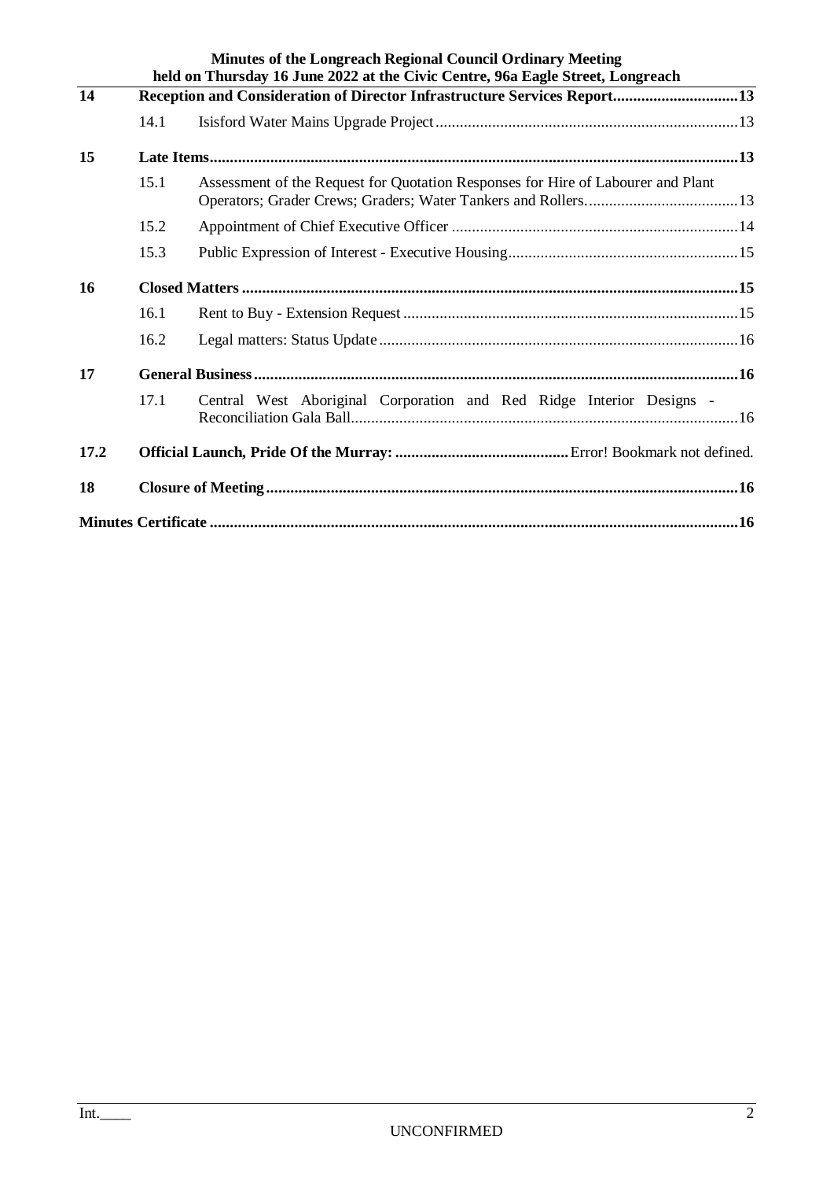| | | | |
|---|---|---|---|
| **14** | **Reception and Consideration of Director Infrastructure Services Report** | | **13** |
| | 14.1 | Isisford Water Mains Upgrade Project | 13 |
| **15** | **Late Items** | | **13** |
| | 15.1 | Assessment of the Request for Quotation Responses for Hire of Labourer and Plant Operators; Grader Crews; Graders; Water Tankers and Rollers. | 13 |
| | 15.2 | Appointment of Chief Executive Officer | 14 |
| | 15.3 | Public Expression of Interest - Executive Housing | 15 |
| **16** | **Closed Matters** | | **15** |
| | 16.1 | Rent to Buy - Extension Request | 15 |
| | 16.2 | Legal matters: Status Update | 16 |
| **17** | **General Business** | | **16** |
| | 17.1 | Central West Aboriginal Corporation and Red Ridge Interior Designs - Reconciliation Gala Ball | 16 |
| **17.2** | **Official Launch, Pride Of the Murray:** | | Error! Bookmark not defined. |
| **18** | **Closure of Meeting** | | **16** |
| **Minutes Certificate** | | | **16** |

Int.____

UNCONFIRMED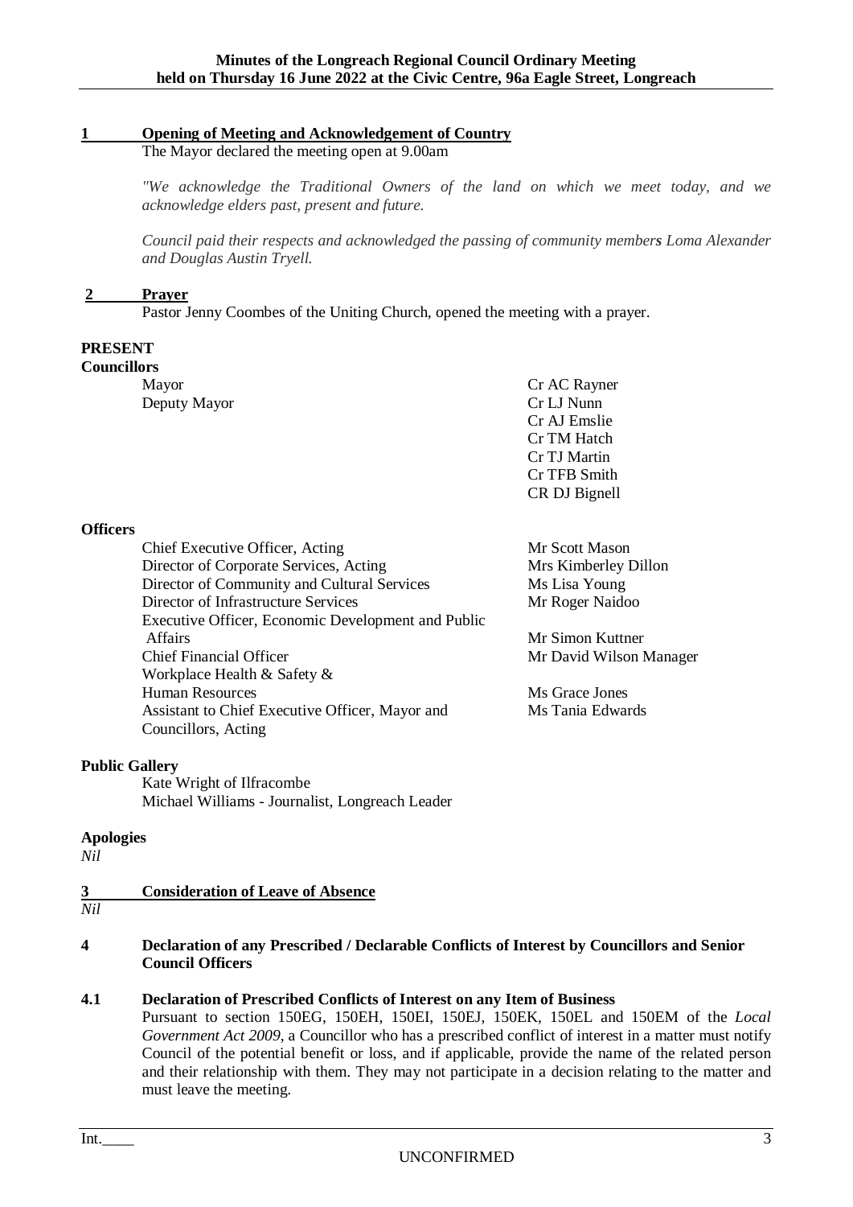## 1 Opening of Meeting and Acknowledgement of Country

The Mayor declared the meeting open at 9.00am

*"We acknowledge the Traditional Owners of the land on which we meet today, and we acknowledge elders past, present and future.*

*Council paid their respects and acknowledged the passing of community members Loma Alexander and Douglas Austin Tryell.*

## 2 Prayer

Pastor Jenny Coombes of the Uniting Church, opened the meeting with a prayer.

**PRESENT**

**Councillors**

| | |
|---|---|
| Mayor | Cr AC Rayner |
| Deputy Mayor | Cr LJ Nunn |
| | Cr AJ Emslie |
| | Cr TM Hatch |
| | Cr TJ Martin |
| | Cr TFB Smith |
| | CR DJ Bignell |

**Officers**

| | |
|---|---|
| Chief Executive Officer, Acting | Mr Scott Mason |
| Director of Corporate Services, Acting | Mrs Kimberley Dillon |
| Director of Community and Cultural Services | Ms Lisa Young |
| Director of Infrastructure Services | Mr Roger Naidoo |
| Executive Officer, Economic Development and Public Affairs | Mr Simon Kuttner |
| Chief Financial Officer | Mr David Wilson Manager |
| Workplace Health & Safety & Human Resources | Ms Grace Jones |
| Assistant to Chief Executive Officer, Mayor and Councillors, Acting | Ms Tania Edwards |

**Public Gallery**

Kate Wright of Ilfracombe
Michael Williams - Journalist, Longreach Leader

**Apologies**

*Nil*

## 3 Consideration of Leave of Absence

*Nil*

## 4 Declaration of any Prescribed / Declarable Conflicts of Interest by Councillors and Senior Council Officers

### 4.1 Declaration of Prescribed Conflicts of Interest on any Item of Business

Pursuant to section 150EG, 150EH, 150EI, 150EJ, 150EK, 150EL and 150EM of the *Local Government Act 2009*, a Councillor who has a prescribed conflict of interest in a matter must notify Council of the potential benefit or loss, and if applicable, provide the name of the related person and their relationship with them. They may not participate in a decision relating to the matter and must leave the meeting.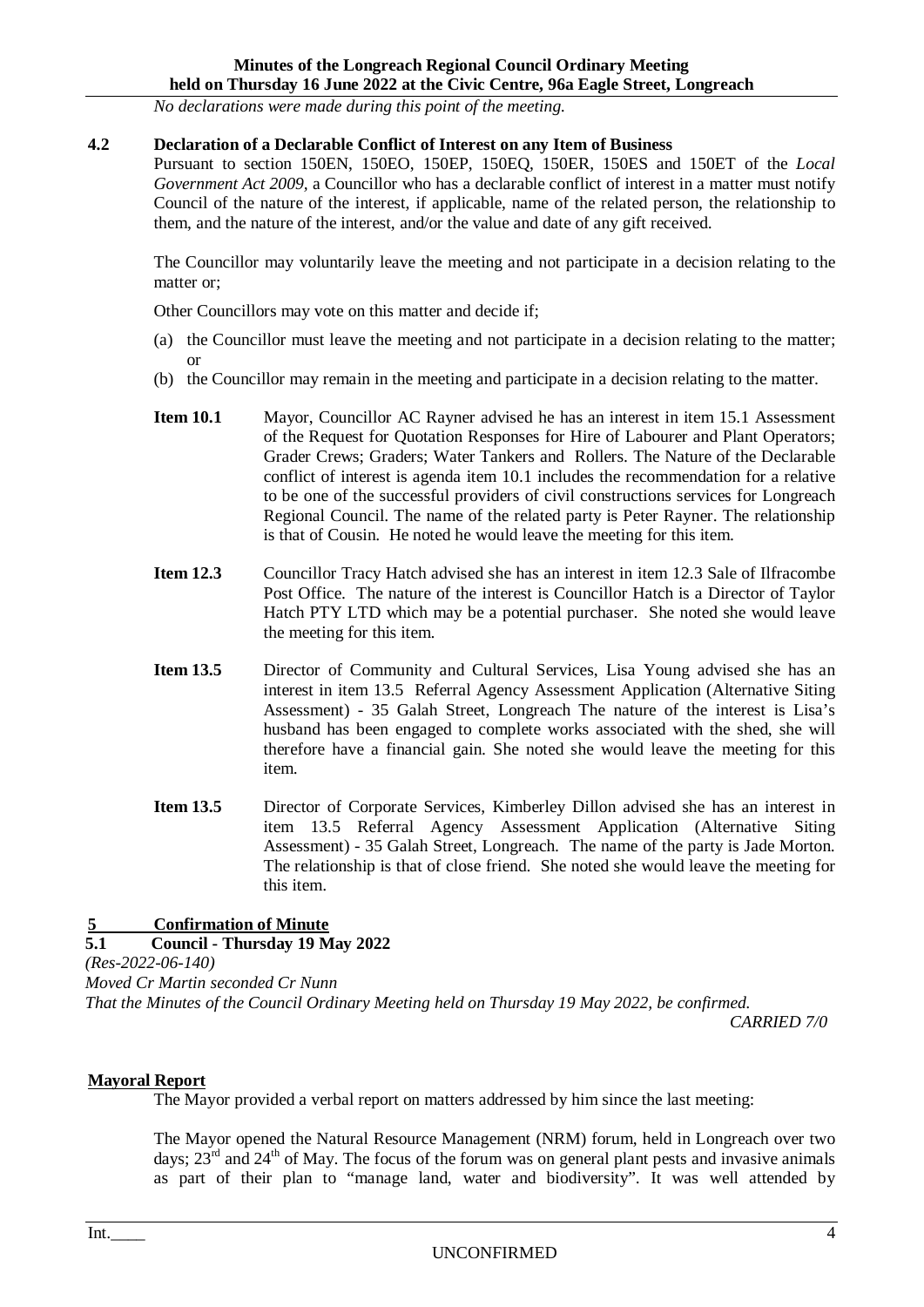*No declarations were made during this point of the meeting.*

### 4.2 Declaration of a Declarable Conflict of Interest on any Item of Business

Pursuant to section 150EN, 150EO, 150EP, 150EQ, 150ER, 150ES and 150ET of the *Local Government Act 2009*, a Councillor who has a declarable conflict of interest in a matter must notify Council of the nature of the interest, if applicable, name of the related person, the relationship to them, and the nature of the interest, and/or the value and date of any gift received.

The Councillor may voluntarily leave the meeting and not participate in a decision relating to the matter or;

Other Councillors may vote on this matter and decide if;

(a) the Councillor must leave the meeting and not participate in a decision relating to the matter; or
(b) the Councillor may remain in the meeting and participate in a decision relating to the matter.

**Item 10.1** Mayor, Councillor AC Rayner advised he has an interest in item 15.1 Assessment of the Request for Quotation Responses for Hire of Labourer and Plant Operators; Grader Crews; Graders; Water Tankers and Rollers. The Nature of the Declarable conflict of interest is agenda item 10.1 includes the recommendation for a relative to be one of the successful providers of civil constructions services for Longreach Regional Council. The name of the related party is Peter Rayner. The relationship is that of Cousin. He noted he would leave the meeting for this item.

**Item 12.3** Councillor Tracy Hatch advised she has an interest in item 12.3 Sale of Ilfracombe Post Office. The nature of the interest is Councillor Hatch is a Director of Taylor Hatch PTY LTD which may be a potential purchaser. She noted she would leave the meeting for this item.

**Item 13.5** Director of Community and Cultural Services, Lisa Young advised she has an interest in item 13.5 Referral Agency Assessment Application (Alternative Siting Assessment) - 35 Galah Street, Longreach The nature of the interest is Lisa's husband has been engaged to complete works associated with the shed, she will therefore have a financial gain. She noted she would leave the meeting for this item.

**Item 13.5** Director of Corporate Services, Kimberley Dillon advised she has an interest in item 13.5 Referral Agency Assessment Application (Alternative Siting Assessment) - 35 Galah Street, Longreach. The name of the party is Jade Morton. The relationship is that of close friend. She noted she would leave the meeting for this item.

## 5 Confirmation of Minute

### 5.1 Council - Thursday 19 May 2022

*(Res-2022-06-140)*
*Moved Cr Martin seconded Cr Nunn*
*That the Minutes of the Council Ordinary Meeting held on Thursday 19 May 2022, be confirmed.*

*CARRIED 7/0*

## Mayoral Report

The Mayor provided a verbal report on matters addressed by him since the last meeting:

The Mayor opened the Natural Resource Management (NRM) forum, held in Longreach over two days; 23rd and 24th of May. The focus of the forum was on general plant pests and invasive animals as part of their plan to "manage land, water and biodiversity". It was well attended by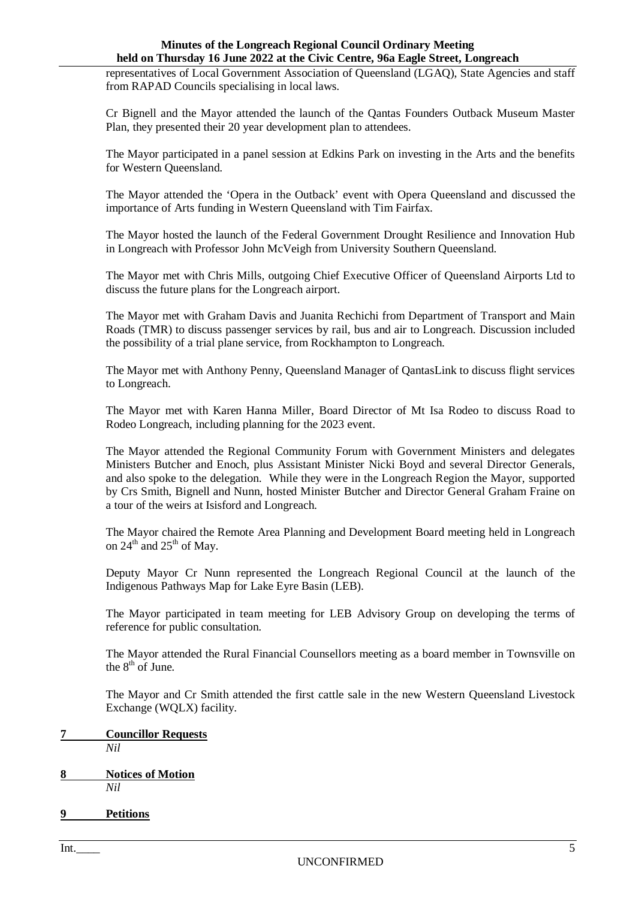representatives of Local Government Association of Queensland (LGAQ), State Agencies and staff from RAPAD Councils specialising in local laws.

Cr Bignell and the Mayor attended the launch of the Qantas Founders Outback Museum Master Plan, they presented their 20 year development plan to attendees.

The Mayor participated in a panel session at Edkins Park on investing in the Arts and the benefits for Western Queensland.

The Mayor attended the 'Opera in the Outback' event with Opera Queensland and discussed the importance of Arts funding in Western Queensland with Tim Fairfax.

The Mayor hosted the launch of the Federal Government Drought Resilience and Innovation Hub in Longreach with Professor John McVeigh from University Southern Queensland.

The Mayor met with Chris Mills, outgoing Chief Executive Officer of Queensland Airports Ltd to discuss the future plans for the Longreach airport.

The Mayor met with Graham Davis and Juanita Rechichi from Department of Transport and Main Roads (TMR) to discuss passenger services by rail, bus and air to Longreach. Discussion included the possibility of a trial plane service, from Rockhampton to Longreach.

The Mayor met with Anthony Penny, Queensland Manager of QantasLink to discuss flight services to Longreach.

The Mayor met with Karen Hanna Miller, Board Director of Mt Isa Rodeo to discuss Road to Rodeo Longreach, including planning for the 2023 event.

The Mayor attended the Regional Community Forum with Government Ministers and delegates Ministers Butcher and Enoch, plus Assistant Minister Nicki Boyd and several Director Generals, and also spoke to the delegation. While they were in the Longreach Region the Mayor, supported by Crs Smith, Bignell and Nunn, hosted Minister Butcher and Director General Graham Fraine on a tour of the weirs at Isisford and Longreach.

The Mayor chaired the Remote Area Planning and Development Board meeting held in Longreach on 24th and 25th of May.

Deputy Mayor Cr Nunn represented the Longreach Regional Council at the launch of the Indigenous Pathways Map for Lake Eyre Basin (LEB).

The Mayor participated in team meeting for LEB Advisory Group on developing the terms of reference for public consultation.

The Mayor attended the Rural Financial Counsellors meeting as a board member in Townsville on the 8th of June.

The Mayor and Cr Smith attended the first cattle sale in the new Western Queensland Livestock Exchange (WQLX) facility.

## 7 Councillor Requests

*Nil*

## 8 Notices of Motion

*Nil*

## 9 Petitions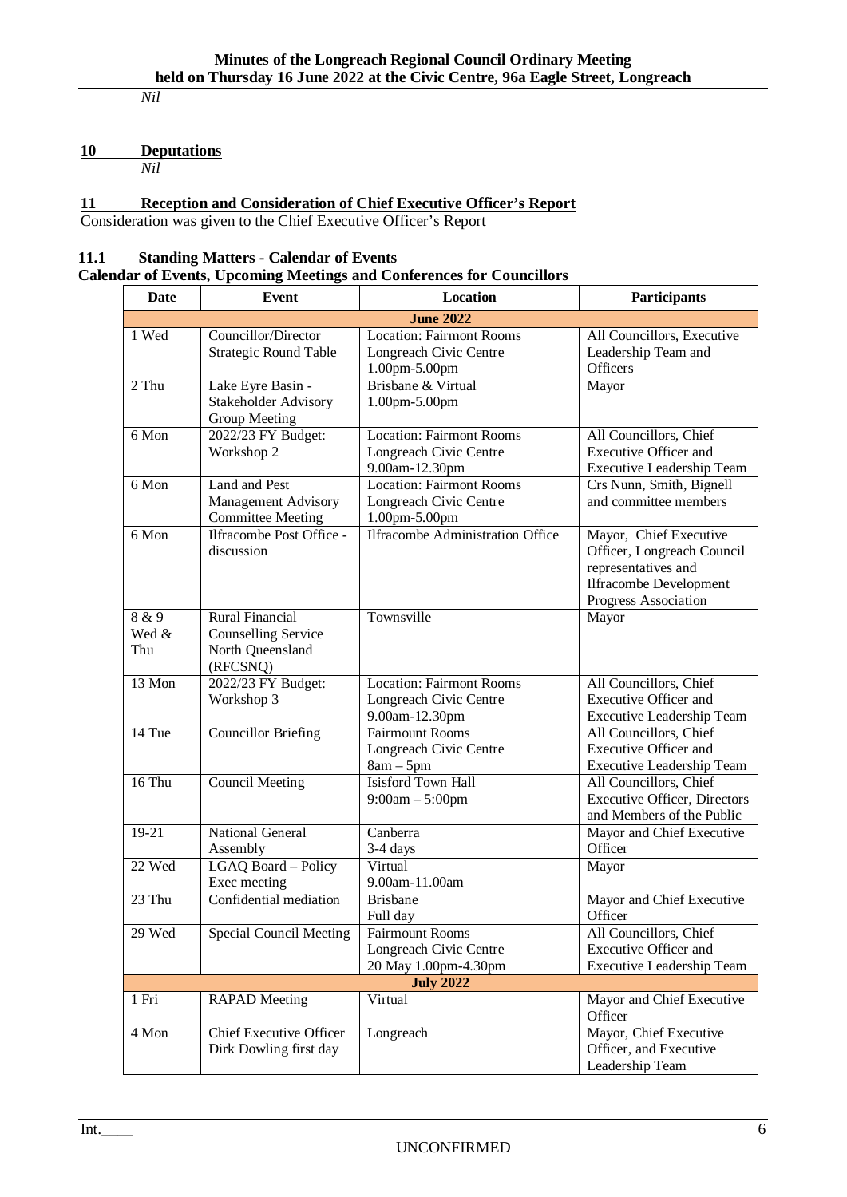*Nil*

## 10 Deputations

*Nil*

## 11 Reception and Consideration of Chief Executive Officer's Report

Consideration was given to the Chief Executive Officer's Report

### 11.1 Standing Matters - Calendar of Events

**Calendar of Events, Upcoming Meetings and Conferences for Councillors**

| Date | Event | Location | Participants |
|---|---|---|---|
| **June 2022** | | | |
| 1 Wed | Councillor/Director Strategic Round Table | Location: Fairmont Rooms Longreach Civic Centre 1.00pm-5.00pm | All Councillors, Executive Leadership Team and Officers |
| 2 Thu | Lake Eyre Basin - Stakeholder Advisory Group Meeting | Brisbane & Virtual 1.00pm-5.00pm | Mayor |
| 6 Mon | 2022/23 FY Budget: Workshop 2 | Location: Fairmont Rooms Longreach Civic Centre 9.00am-12.30pm | All Councillors, Chief Executive Officer and Executive Leadership Team |
| 6 Mon | Land and Pest Management Advisory Committee Meeting | Location: Fairmont Rooms Longreach Civic Centre 1.00pm-5.00pm | Crs Nunn, Smith, Bignell and committee members |
| 6 Mon | Ilfracombe Post Office - discussion | Ilfracombe Administration Office | Mayor, Chief Executive Officer, Longreach Council representatives and Ilfracombe Development Progress Association |
| 8 & 9 Wed & Thu | Rural Financial Counselling Service North Queensland (RFCSNQ) | Townsville | Mayor |
| 13 Mon | 2022/23 FY Budget: Workshop 3 | Location: Fairmont Rooms Longreach Civic Centre 9.00am-12.30pm | All Councillors, Chief Executive Officer and Executive Leadership Team |
| 14 Tue | Councillor Briefing | Fairmount Rooms Longreach Civic Centre 8am – 5pm | All Councillors, Chief Executive Officer and Executive Leadership Team |
| 16 Thu | Council Meeting | Isisford Town Hall 9:00am – 5:00pm | All Councillors, Chief Executive Officer, Directors and Members of the Public |
| 19-21 | National General Assembly | Canberra 3-4 days | Mayor and Chief Executive Officer |
| 22 Wed | LGAQ Board – Policy Exec meeting | Virtual 9.00am-11.00am | Mayor |
| 23 Thu | Confidential mediation | Brisbane Full day | Mayor and Chief Executive Officer |
| 29 Wed | Special Council Meeting | Fairmount Rooms Longreach Civic Centre 20 May 1.00pm-4.30pm | All Councillors, Chief Executive Officer and Executive Leadership Team |
| **July 2022** | | | |
| 1 Fri | RAPAD Meeting | Virtual | Mayor and Chief Executive Officer |
| 4 Mon | Chief Executive Officer Dirk Dowling first day | Longreach | Mayor, Chief Executive Officer, and Executive Leadership Team |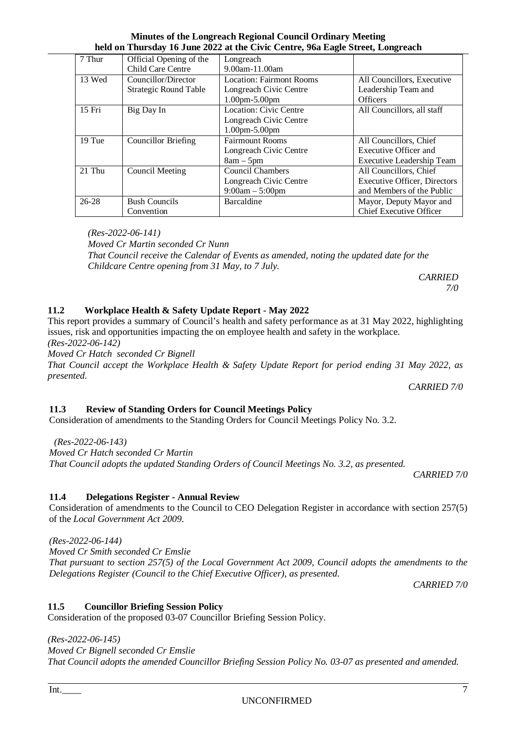| 7 Thur | Official Opening of the Child Care Centre | Longreach 9.00am-11.00am | |
|---|---|---|---|
| 13 Wed | Councillor/Director Strategic Round Table | Location: Fairmont Rooms Longreach Civic Centre 1.00pm-5.00pm | All Councillors, Executive Leadership Team and Officers |
| 15 Fri | Big Day In | Location: Civic Centre Longreach Civic Centre 1.00pm-5.00pm | All Councillors, all staff |
| 19 Tue | Councillor Briefing | Fairmount Rooms Longreach Civic Centre 8am – 5pm | All Councillors, Chief Executive Officer and Executive Leadership Team |
| 21 Thu | Council Meeting | Council Chambers Longreach Civic Centre 9:00am – 5:00pm | All Councillors, Chief Executive Officer, Directors and Members of the Public |
| 26-28 | Bush Councils Convention | Barcaldine | Mayor, Deputy Mayor and Chief Executive Officer |

*(Res-2022-06-141)*
*Moved Cr Martin seconded Cr Nunn*
*That Council receive the Calendar of Events as amended, noting the updated date for the Childcare Centre opening from 31 May, to 7 July.*

*CARRIED 7/0*

### 11.2 Workplace Health & Safety Update Report - May 2022

This report provides a summary of Council's health and safety performance as at 31 May 2022, highlighting issues, risk and opportunities impacting the on employee health and safety in the workplace.

*(Res-2022-06-142)*
*Moved Cr Hatch seconded Cr Bignell*
*That Council accept the Workplace Health & Safety Update Report for period ending 31 May 2022, as presented.*

*CARRIED 7/0*

### 11.3 Review of Standing Orders for Council Meetings Policy

Consideration of amendments to the Standing Orders for Council Meetings Policy No. 3.2.

*(Res-2022-06-143)*
*Moved Cr Hatch seconded Cr Martin*
*That Council adopts the updated Standing Orders of Council Meetings No. 3.2, as presented.*

*CARRIED 7/0*

### 11.4 Delegations Register - Annual Review

Consideration of amendments to the Council to CEO Delegation Register in accordance with section 257(5) of the *Local Government Act 2009*.

*(Res-2022-06-144)*
*Moved Cr Smith seconded Cr Emslie*
*That pursuant to section 257(5) of the Local Government Act 2009, Council adopts the amendments to the Delegations Register (Council to the Chief Executive Officer), as presented.*

*CARRIED 7/0*

### 11.5 Councillor Briefing Session Policy

Consideration of the proposed 03-07 Councillor Briefing Session Policy.

*(Res-2022-06-145)*
*Moved Cr Bignell seconded Cr Emslie*
*That Council adopts the amended Councillor Briefing Session Policy No. 03-07 as presented and amended.*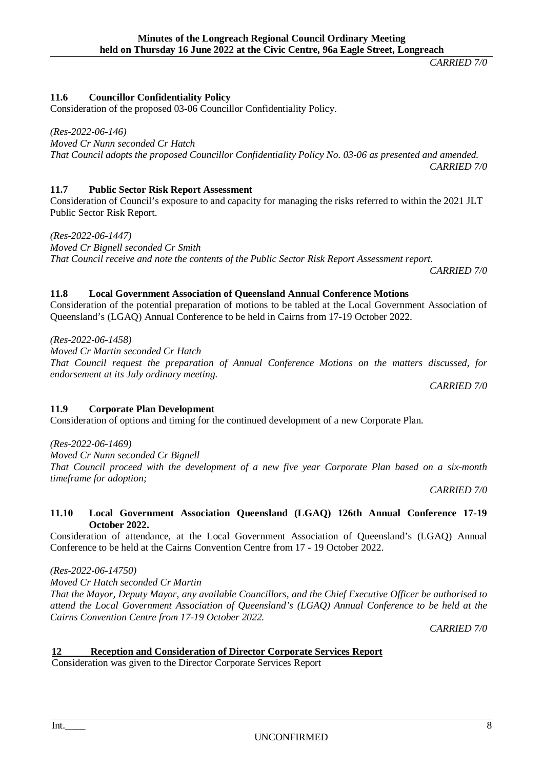*CARRIED 7/0*

### 11.6 Councillor Confidentiality Policy

Consideration of the proposed 03-06 Councillor Confidentiality Policy.

*(Res-2022-06-146)*
*Moved Cr Nunn seconded Cr Hatch*
*That Council adopts the proposed Councillor Confidentiality Policy No. 03-06 as presented and amended.*

*CARRIED 7/0*

### 11.7 Public Sector Risk Report Assessment

Consideration of Council's exposure to and capacity for managing the risks referred to within the 2021 JLT Public Sector Risk Report.

*(Res-2022-06-1447)*
*Moved Cr Bignell seconded Cr Smith*
*That Council receive and note the contents of the Public Sector Risk Report Assessment report.*

*CARRIED 7/0*

### 11.8 Local Government Association of Queensland Annual Conference Motions

Consideration of the potential preparation of motions to be tabled at the Local Government Association of Queensland's (LGAQ) Annual Conference to be held in Cairns from 17-19 October 2022.

*(Res-2022-06-1458)*
*Moved Cr Martin seconded Cr Hatch*
*That Council request the preparation of Annual Conference Motions on the matters discussed, for endorsement at its July ordinary meeting.*

*CARRIED 7/0*

### 11.9 Corporate Plan Development

Consideration of options and timing for the continued development of a new Corporate Plan.

*(Res-2022-06-1469)*
*Moved Cr Nunn seconded Cr Bignell*
*That Council proceed with the development of a new five year Corporate Plan based on a six-month timeframe for adoption;*

*CARRIED 7/0*

### 11.10 Local Government Association Queensland (LGAQ) 126th Annual Conference 17-19 October 2022.

Consideration of attendance, at the Local Government Association of Queensland's (LGAQ) Annual Conference to be held at the Cairns Convention Centre from 17 - 19 October 2022.

*(Res-2022-06-14750)*
*Moved Cr Hatch seconded Cr Martin*
*That the Mayor, Deputy Mayor, any available Councillors, and the Chief Executive Officer be authorised to attend the Local Government Association of Queensland's (LGAQ) Annual Conference to be held at the Cairns Convention Centre from 17-19 October 2022.*

*CARRIED 7/0*

## 12 Reception and Consideration of Director Corporate Services Report

Consideration was given to the Director Corporate Services Report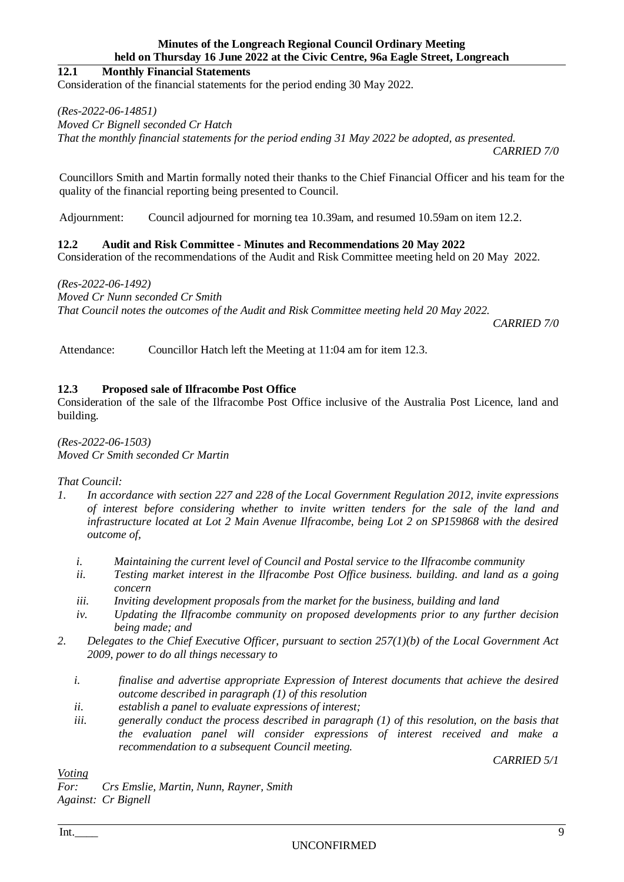## 12.1 Monthly Financial Statements

Consideration of the financial statements for the period ending 30 May 2022.

*(Res-2022-06-14851)*
*Moved Cr Bignell seconded Cr Hatch*
*That the monthly financial statements for the period ending 31 May 2022 be adopted, as presented.*

*CARRIED 7/0*

Councillors Smith and Martin formally noted their thanks to the Chief Financial Officer and his team for the quality of the financial reporting being presented to Council.

Adjournment: Council adjourned for morning tea 10.39am, and resumed 10.59am on item 12.2.

## 12.2 Audit and Risk Committee - Minutes and Recommendations 20 May 2022

Consideration of the recommendations of the Audit and Risk Committee meeting held on 20 May 2022.

*(Res-2022-06-1492)*
*Moved Cr Nunn seconded Cr Smith*
*That Council notes the outcomes of the Audit and Risk Committee meeting held 20 May 2022.*

*CARRIED 7/0*

Attendance: Councillor Hatch left the Meeting at 11:04 am for item 12.3.

## 12.3 Proposed sale of Ilfracombe Post Office

Consideration of the sale of the Ilfracombe Post Office inclusive of the Australia Post Licence, land and building.

*(Res-2022-06-1503)*
*Moved Cr Smith seconded Cr Martin*

*That Council:*

1. *In accordance with section 227 and 228 of the Local Government Regulation 2012, invite expressions of interest before considering whether to invite written tenders for the sale of the land and infrastructure located at Lot 2 Main Avenue Ilfracombe, being Lot 2 on SP159868 with the desired outcome of,*
   - i. *Maintaining the current level of Council and Postal service to the Ilfracombe community*
   - ii. *Testing market interest in the Ilfracombe Post Office business. building. and land as a going concern*
   - iii. *Inviting development proposals from the market for the business, building and land*
   - iv. *Updating the Ilfracombe community on proposed developments prior to any further decision being made; and*
2. *Delegates to the Chief Executive Officer, pursuant to section 257(1)(b) of the Local Government Act 2009, power to do all things necessary to*
   - i. *finalise and advertise appropriate Expression of Interest documents that achieve the desired outcome described in paragraph (1) of this resolution*
   - ii. *establish a panel to evaluate expressions of interest;*
   - iii. *generally conduct the process described in paragraph (1) of this resolution, on the basis that the evaluation panel will consider expressions of interest received and make a recommendation to a subsequent Council meeting.*

*CARRIED 5/1*

*Voting*
*For: Crs Emslie, Martin, Nunn, Rayner, Smith*
*Against: Cr Bignell*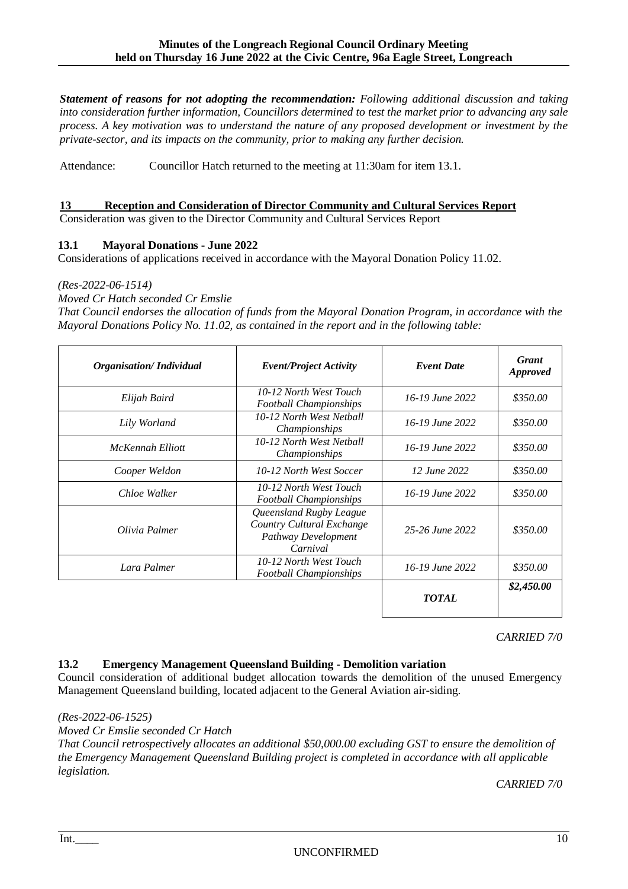***Statement of reasons for not adopting the recommendation:*** *Following additional discussion and taking into consideration further information, Councillors determined to test the market prior to advancing any sale process. A key motivation was to understand the nature of any proposed development or investment by the private-sector, and its impacts on the community, prior to making any further decision.*

Attendance: Councillor Hatch returned to the meeting at 11:30am for item 13.1.

## 13 Reception and Consideration of Director Community and Cultural Services Report

Consideration was given to the Director Community and Cultural Services Report

### 13.1 Mayoral Donations - June 2022

Considerations of applications received in accordance with the Mayoral Donation Policy 11.02.

*(Res-2022-06-1514)*

*Moved Cr Hatch seconded Cr Emslie*

*That Council endorses the allocation of funds from the Mayoral Donation Program, in accordance with the Mayoral Donations Policy No. 11.02, as contained in the report and in the following table:*

| *Organisation/ Individual* | *Event/Project Activity* | *Event Date* | *Grant Approved* |
|---|---|---|---|
| *Elijah Baird* | *10-12 North West Touch Football Championships* | *16-19 June 2022* | *$350.00* |
| *Lily Worland* | *10-12 North West Netball Championships* | *16-19 June 2022* | *$350.00* |
| *McKennah Elliott* | *10-12 North West Netball Championships* | *16-19 June 2022* | *$350.00* |
| *Cooper Weldon* | *10-12 North West Soccer* | *12 June 2022* | *$350.00* |
| *Chloe Walker* | *10-12 North West Touch Football Championships* | *16-19 June 2022* | *$350.00* |
| *Olivia Palmer* | *Queensland Rugby League Country Cultural Exchange Pathway Development Carnival* | *25-26 June 2022* | *$350.00* |
| *Lara Palmer* | *10-12 North West Touch Football Championships* | *16-19 June 2022* | *$350.00* |
| | | ***TOTAL*** | ***$2,450.00*** |

*CARRIED 7/0*

### 13.2 Emergency Management Queensland Building - Demolition variation

Council consideration of additional budget allocation towards the demolition of the unused Emergency Management Queensland building, located adjacent to the General Aviation air-siding.

*(Res-2022-06-1525)*

*Moved Cr Emslie seconded Cr Hatch*

*That Council retrospectively allocates an additional $50,000.00 excluding GST to ensure the demolition of the Emergency Management Queensland Building project is completed in accordance with all applicable legislation.*

*CARRIED 7/0*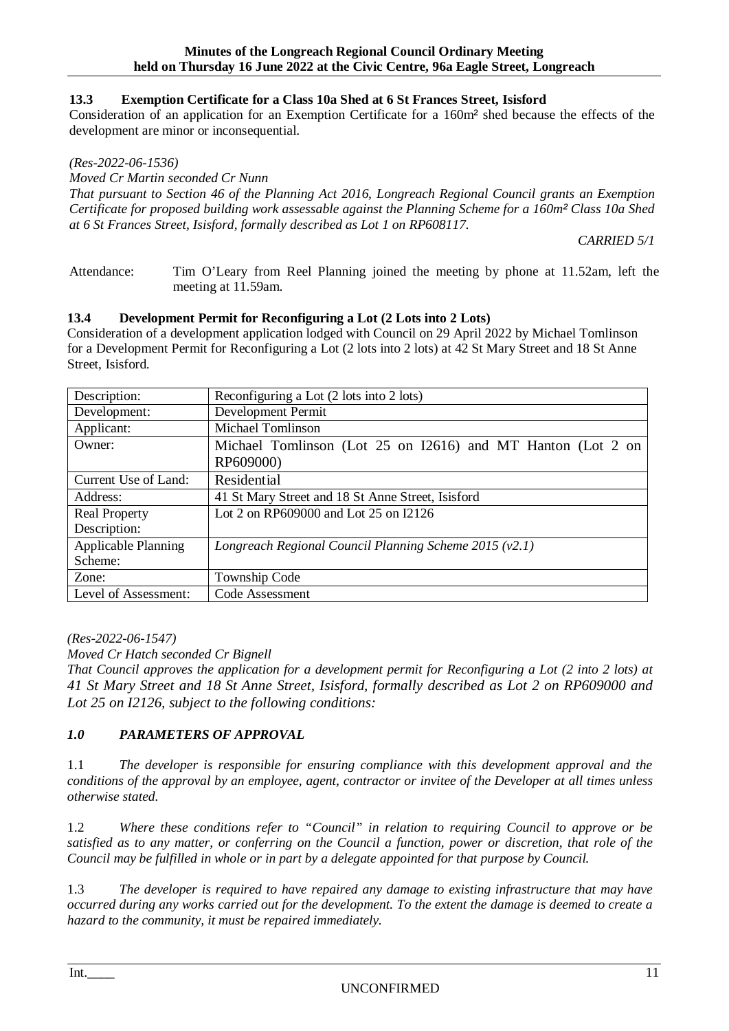### 13.3 Exemption Certificate for a Class 10a Shed at 6 St Frances Street, Isisford

Consideration of an application for an Exemption Certificate for a 160m² shed because the effects of the development are minor or inconsequential.

*(Res-2022-06-1536)*

*Moved Cr Martin seconded Cr Nunn*

*That pursuant to Section 46 of the Planning Act 2016, Longreach Regional Council grants an Exemption Certificate for proposed building work assessable against the Planning Scheme for a 160m² Class 10a Shed at 6 St Frances Street, Isisford, formally described as Lot 1 on RP608117.*

*CARRIED 5/1*

Attendance: Tim O'Leary from Reel Planning joined the meeting by phone at 11.52am, left the meeting at 11.59am.

### 13.4 Development Permit for Reconfiguring a Lot (2 Lots into 2 Lots)

Consideration of a development application lodged with Council on 29 April 2022 by Michael Tomlinson for a Development Permit for Reconfiguring a Lot (2 lots into 2 lots) at 42 St Mary Street and 18 St Anne Street, Isisford.

| Description: | Reconfiguring a Lot (2 lots into 2 lots) |
|---|---|
| Development: | Development Permit |
| Applicant: | Michael Tomlinson |
| Owner: | Michael Tomlinson (Lot 25 on I2616) and MT Hanton (Lot 2 on RP609000) |
| Current Use of Land: | Residential |
| Address: | 41 St Mary Street and 18 St Anne Street, Isisford |
| Real Property Description: | Lot 2 on RP609000 and Lot 25 on I2126 |
| Applicable Planning Scheme: | *Longreach Regional Council Planning Scheme 2015 (v2.1)* |
| Zone: | Township Code |
| Level of Assessment: | Code Assessment |

*(Res-2022-06-1547)*

*Moved Cr Hatch seconded Cr Bignell*

*That Council approves the application for a development permit for Reconfiguring a Lot (2 into 2 lots) at 41 St Mary Street and 18 St Anne Street, Isisford, formally described as Lot 2 on RP609000 and Lot 25 on I2126, subject to the following conditions:*

#### *1.0 PARAMETERS OF APPROVAL*

1.1 *The developer is responsible for ensuring compliance with this development approval and the conditions of the approval by an employee, agent, contractor or invitee of the Developer at all times unless otherwise stated.*

1.2 *Where these conditions refer to "Council" in relation to requiring Council to approve or be satisfied as to any matter, or conferring on the Council a function, power or discretion, that role of the Council may be fulfilled in whole or in part by a delegate appointed for that purpose by Council.*

1.3 *The developer is required to have repaired any damage to existing infrastructure that may have occurred during any works carried out for the development. To the extent the damage is deemed to create a hazard to the community, it must be repaired immediately.*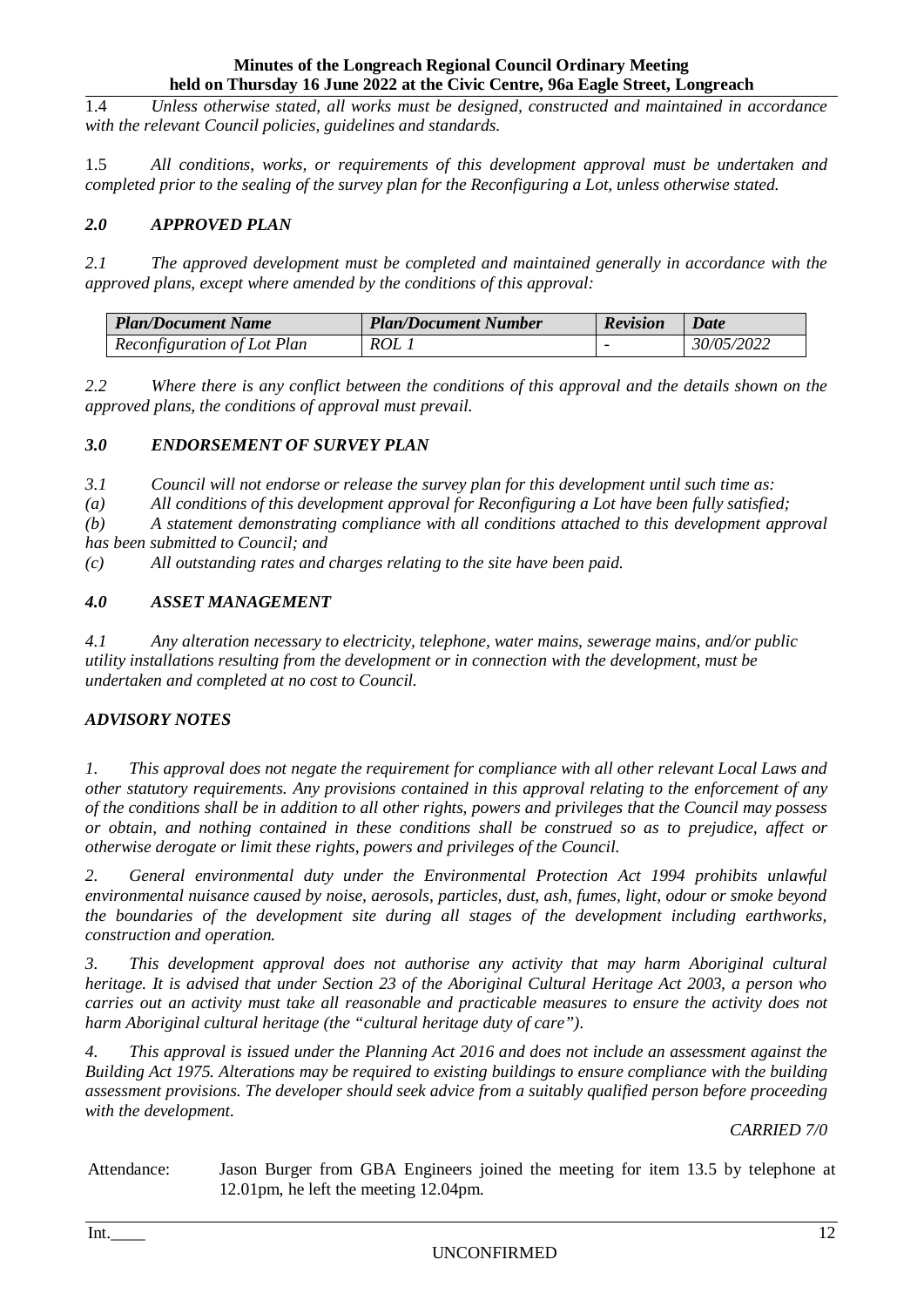1.4 *Unless otherwise stated, all works must be designed, constructed and maintained in accordance with the relevant Council policies, guidelines and standards.*

1.5 *All conditions, works, or requirements of this development approval must be undertaken and completed prior to the sealing of the survey plan for the Reconfiguring a Lot, unless otherwise stated.*

### *2.0 APPROVED PLAN*

*2.1 The approved development must be completed and maintained generally in accordance with the approved plans, except where amended by the conditions of this approval:*

| *Plan/Document Name* | *Plan/Document Number* | *Revision* | *Date* |
|---|---|---|---|
| *Reconfiguration of Lot Plan* | *ROL 1* | - | *30/05/2022* |

*2.2 Where there is any conflict between the conditions of this approval and the details shown on the approved plans, the conditions of approval must prevail.*

### *3.0 ENDORSEMENT OF SURVEY PLAN*

*3.1 Council will not endorse or release the survey plan for this development until such time as:*

*(a) All conditions of this development approval for Reconfiguring a Lot have been fully satisfied;*

*(b) A statement demonstrating compliance with all conditions attached to this development approval has been submitted to Council; and*

*(c) All outstanding rates and charges relating to the site have been paid.*

### *4.0 ASSET MANAGEMENT*

*4.1 Any alteration necessary to electricity, telephone, water mains, sewerage mains, and/or public utility installations resulting from the development or in connection with the development, must be undertaken and completed at no cost to Council.*

### *ADVISORY NOTES*

*1. This approval does not negate the requirement for compliance with all other relevant Local Laws and other statutory requirements. Any provisions contained in this approval relating to the enforcement of any of the conditions shall be in addition to all other rights, powers and privileges that the Council may possess or obtain, and nothing contained in these conditions shall be construed so as to prejudice, affect or otherwise derogate or limit these rights, powers and privileges of the Council.*

*2. General environmental duty under the Environmental Protection Act 1994 prohibits unlawful environmental nuisance caused by noise, aerosols, particles, dust, ash, fumes, light, odour or smoke beyond the boundaries of the development site during all stages of the development including earthworks, construction and operation.*

*3. This development approval does not authorise any activity that may harm Aboriginal cultural heritage. It is advised that under Section 23 of the Aboriginal Cultural Heritage Act 2003, a person who carries out an activity must take all reasonable and practicable measures to ensure the activity does not harm Aboriginal cultural heritage (the "cultural heritage duty of care").*

*4. This approval is issued under the Planning Act 2016 and does not include an assessment against the Building Act 1975. Alterations may be required to existing buildings to ensure compliance with the building assessment provisions. The developer should seek advice from a suitably qualified person before proceeding with the development.*

*CARRIED 7/0*

Attendance: Jason Burger from GBA Engineers joined the meeting for item 13.5 by telephone at 12.01pm, he left the meeting 12.04pm.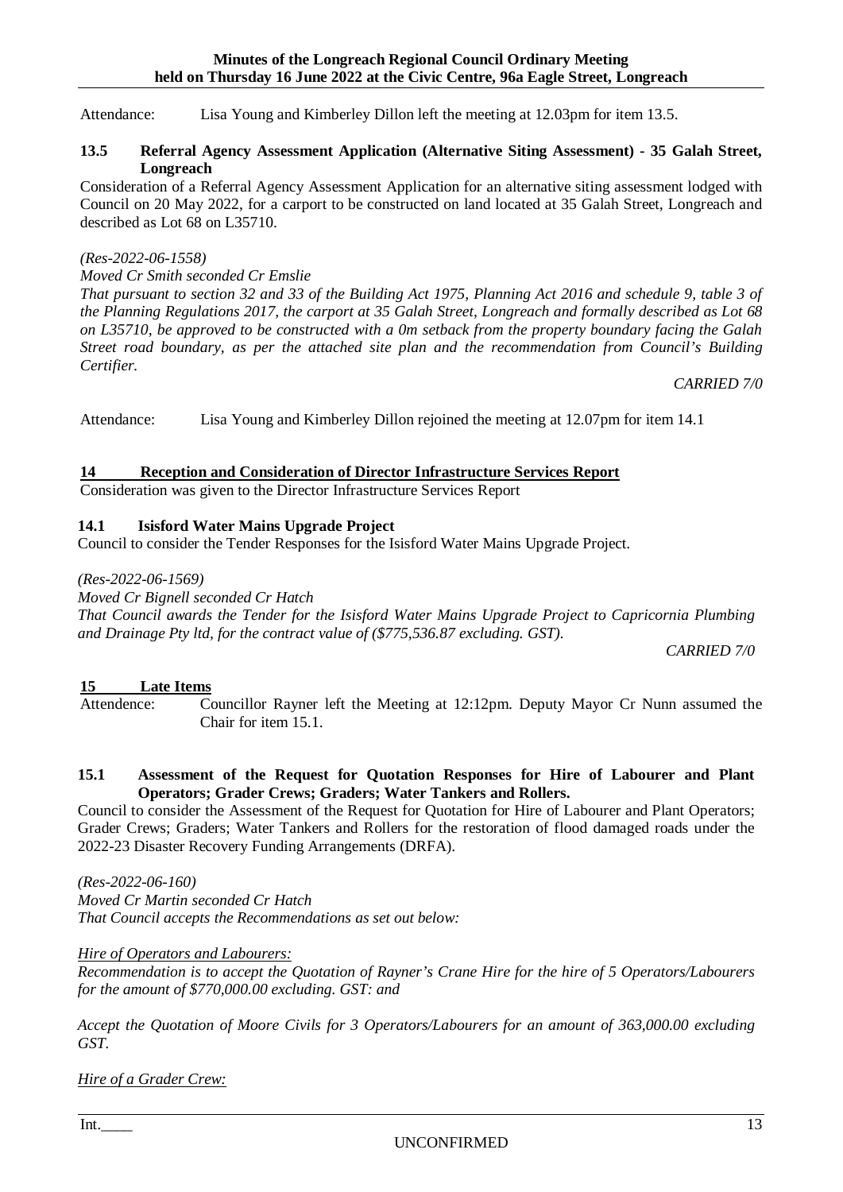Attendance: Lisa Young and Kimberley Dillon left the meeting at 12.03pm for item 13.5.

### 13.5 Referral Agency Assessment Application (Alternative Siting Assessment) - 35 Galah Street, Longreach

Consideration of a Referral Agency Assessment Application for an alternative siting assessment lodged with Council on 20 May 2022, for a carport to be constructed on land located at 35 Galah Street, Longreach and described as Lot 68 on L35710.

*(Res-2022-06-1558)*

*Moved Cr Smith seconded Cr Emslie*

*That pursuant to section 32 and 33 of the Building Act 1975, Planning Act 2016 and schedule 9, table 3 of the Planning Regulations 2017, the carport at 35 Galah Street, Longreach and formally described as Lot 68 on L35710, be approved to be constructed with a 0m setback from the property boundary facing the Galah Street road boundary, as per the attached site plan and the recommendation from Council's Building Certifier.*

*CARRIED 7/0*

Attendance: Lisa Young and Kimberley Dillon rejoined the meeting at 12.07pm for item 14.1

## 14 Reception and Consideration of Director Infrastructure Services Report

Consideration was given to the Director Infrastructure Services Report

### 14.1 Isisford Water Mains Upgrade Project

Council to consider the Tender Responses for the Isisford Water Mains Upgrade Project.

*(Res-2022-06-1569)*

*Moved Cr Bignell seconded Cr Hatch*

*That Council awards the Tender for the Isisford Water Mains Upgrade Project to Capricornia Plumbing and Drainage Pty ltd, for the contract value of ($775,536.87 excluding. GST).*

*CARRIED 7/0*

## 15 Late Items

Attendence: Councillor Rayner left the Meeting at 12:12pm. Deputy Mayor Cr Nunn assumed the Chair for item 15.1.

### 15.1 Assessment of the Request for Quotation Responses for Hire of Labourer and Plant Operators; Grader Crews; Graders; Water Tankers and Rollers.

Council to consider the Assessment of the Request for Quotation for Hire of Labourer and Plant Operators; Grader Crews; Graders; Water Tankers and Rollers for the restoration of flood damaged roads under the 2022-23 Disaster Recovery Funding Arrangements (DRFA).

*(Res-2022-06-160)*

*Moved Cr Martin seconded Cr Hatch*

*That Council accepts the Recommendations as set out below:*

*Hire of Operators and Labourers:*

*Recommendation is to accept the Quotation of Rayner's Crane Hire for the hire of 5 Operators/Labourers for the amount of $770,000.00 excluding. GST: and*

*Accept the Quotation of Moore Civils for 3 Operators/Labourers for an amount of 363,000.00 excluding GST.*

*Hire of a Grader Crew:*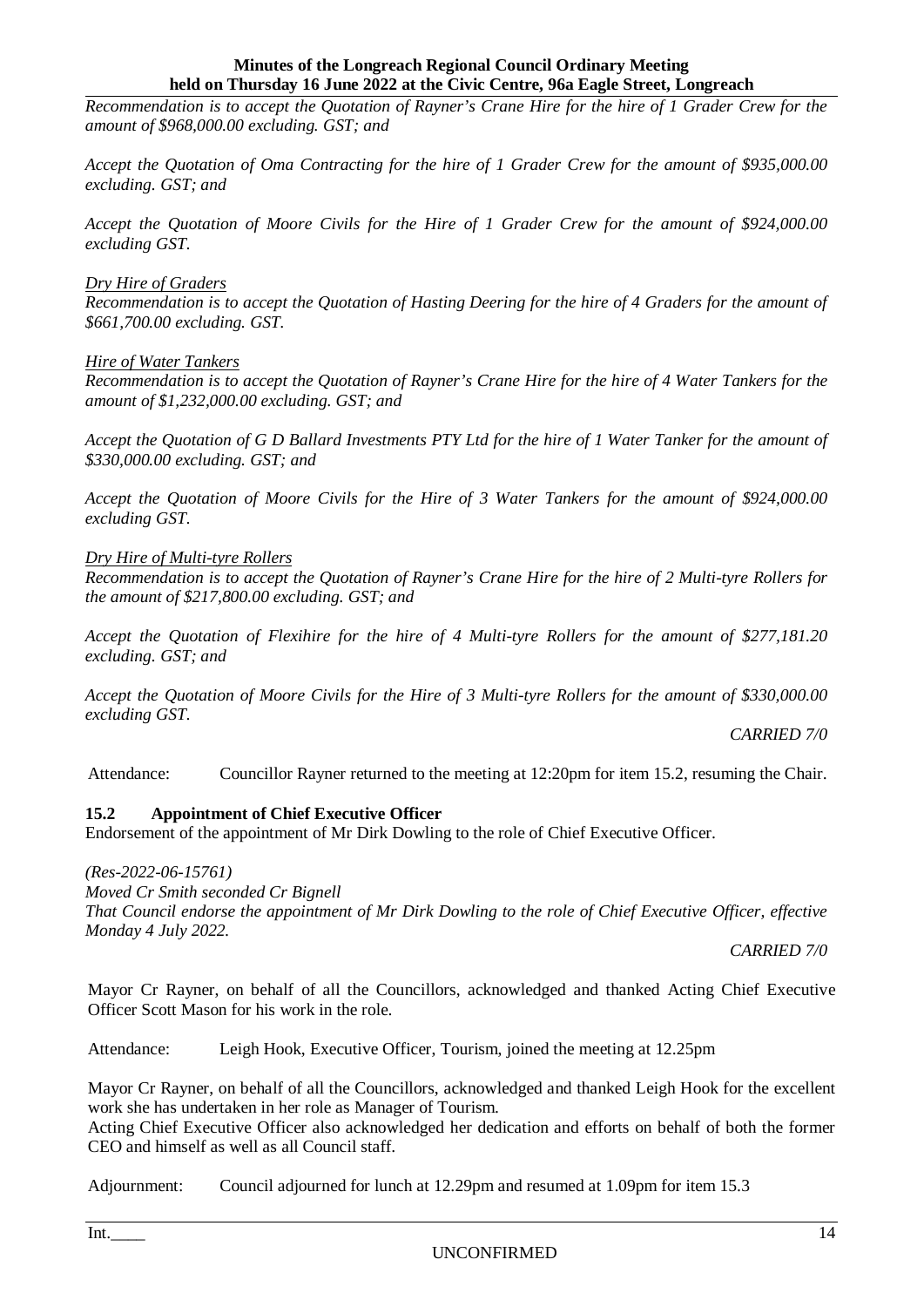*Recommendation is to accept the Quotation of Rayner's Crane Hire for the hire of 1 Grader Crew for the amount of $968,000.00 excluding. GST; and*

*Accept the Quotation of Oma Contracting for the hire of 1 Grader Crew for the amount of $935,000.00 excluding. GST; and*

*Accept the Quotation of Moore Civils for the Hire of 1 Grader Crew for the amount of $924,000.00 excluding GST.*

*Dry Hire of Graders*
*Recommendation is to accept the Quotation of Hasting Deering for the hire of 4 Graders for the amount of $661,700.00 excluding. GST.*

*Hire of Water Tankers*
*Recommendation is to accept the Quotation of Rayner's Crane Hire for the hire of 4 Water Tankers for the amount of $1,232,000.00 excluding. GST; and*

*Accept the Quotation of G D Ballard Investments PTY Ltd for the hire of 1 Water Tanker for the amount of $330,000.00 excluding. GST; and*

*Accept the Quotation of Moore Civils for the Hire of 3 Water Tankers for the amount of $924,000.00 excluding GST.*

*Dry Hire of Multi-tyre Rollers*
*Recommendation is to accept the Quotation of Rayner's Crane Hire for the hire of 2 Multi-tyre Rollers for the amount of $217,800.00 excluding. GST; and*

*Accept the Quotation of Flexihire for the hire of 4 Multi-tyre Rollers for the amount of $277,181.20 excluding. GST; and*

*Accept the Quotation of Moore Civils for the Hire of 3 Multi-tyre Rollers for the amount of $330,000.00 excluding GST.*

*CARRIED 7/0*

Attendance: Councillor Rayner returned to the meeting at 12:20pm for item 15.2, resuming the Chair.

### 15.2 Appointment of Chief Executive Officer

Endorsement of the appointment of Mr Dirk Dowling to the role of Chief Executive Officer.

*(Res-2022-06-15761)*
*Moved Cr Smith seconded Cr Bignell*
*That Council endorse the appointment of Mr Dirk Dowling to the role of Chief Executive Officer, effective Monday 4 July 2022.*

*CARRIED 7/0*

Mayor Cr Rayner, on behalf of all the Councillors, acknowledged and thanked Acting Chief Executive Officer Scott Mason for his work in the role.

Attendance: Leigh Hook, Executive Officer, Tourism, joined the meeting at 12.25pm

Mayor Cr Rayner, on behalf of all the Councillors, acknowledged and thanked Leigh Hook for the excellent work she has undertaken in her role as Manager of Tourism.
Acting Chief Executive Officer also acknowledged her dedication and efforts on behalf of both the former CEO and himself as well as all Council staff.

Adjournment: Council adjourned for lunch at 12.29pm and resumed at 1.09pm for item 15.3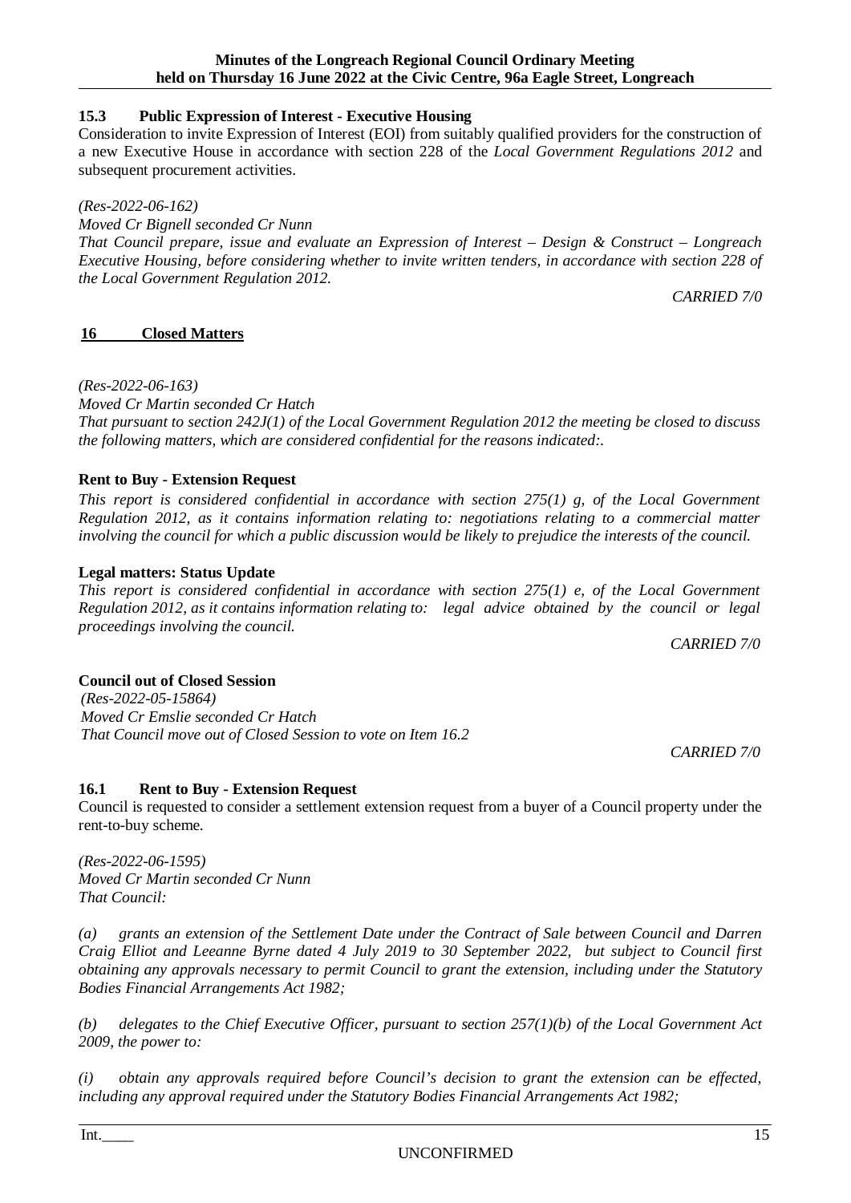## 15.3 Public Expression of Interest - Executive Housing

Consideration to invite Expression of Interest (EOI) from suitably qualified providers for the construction of a new Executive House in accordance with section 228 of the *Local Government Regulations 2012* and subsequent procurement activities.

*(Res-2022-06-162)*
*Moved Cr Bignell seconded Cr Nunn*
*That Council prepare, issue and evaluate an Expression of Interest – Design & Construct – Longreach Executive Housing, before considering whether to invite written tenders, in accordance with section 228 of the Local Government Regulation 2012.*

*CARRIED 7/0*

## 16 Closed Matters

*(Res-2022-06-163)*
*Moved Cr Martin seconded Cr Hatch*
*That pursuant to section 242J(1) of the Local Government Regulation 2012 the meeting be closed to discuss the following matters, which are considered confidential for the reasons indicated:.*

**Rent to Buy - Extension Request**

*This report is considered confidential in accordance with section 275(1) g, of the Local Government Regulation 2012, as it contains information relating to: negotiations relating to a commercial matter involving the council for which a public discussion would be likely to prejudice the interests of the council.*

**Legal matters: Status Update**

*This report is considered confidential in accordance with section 275(1) e, of the Local Government Regulation 2012, as it contains information relating to: legal advice obtained by the council or legal proceedings involving the council.*

*CARRIED 7/0*

**Council out of Closed Session**

*(Res-2022-05-15864)*
*Moved Cr Emslie seconded Cr Hatch*
*That Council move out of Closed Session to vote on Item 16.2*

*CARRIED 7/0*

## 16.1 Rent to Buy - Extension Request

Council is requested to consider a settlement extension request from a buyer of a Council property under the rent-to-buy scheme.

*(Res-2022-06-1595)*
*Moved Cr Martin seconded Cr Nunn*
*That Council:*

*(a) grants an extension of the Settlement Date under the Contract of Sale between Council and Darren Craig Elliot and Leeanne Byrne dated 4 July 2019 to 30 September 2022, but subject to Council first obtaining any approvals necessary to permit Council to grant the extension, including under the Statutory Bodies Financial Arrangements Act 1982;*

*(b) delegates to the Chief Executive Officer, pursuant to section 257(1)(b) of the Local Government Act 2009, the power to:*

*(i) obtain any approvals required before Council's decision to grant the extension can be effected, including any approval required under the Statutory Bodies Financial Arrangements Act 1982;*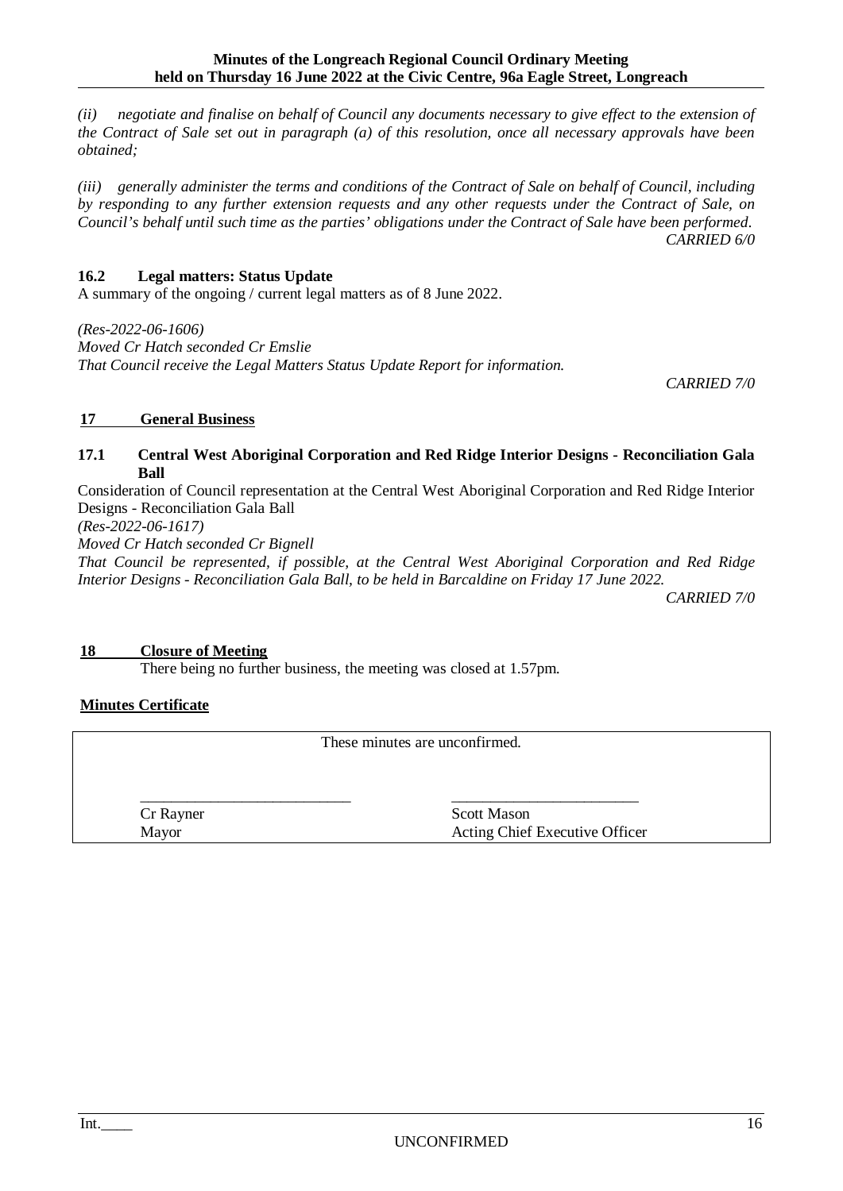*(ii) negotiate and finalise on behalf of Council any documents necessary to give effect to the extension of the Contract of Sale set out in paragraph (a) of this resolution, once all necessary approvals have been obtained;*

*(iii) generally administer the terms and conditions of the Contract of Sale on behalf of Council, including by responding to any further extension requests and any other requests under the Contract of Sale, on Council's behalf until such time as the parties' obligations under the Contract of Sale have been performed.*

*CARRIED 6/0*

### 16.2 Legal matters: Status Update

A summary of the ongoing / current legal matters as of 8 June 2022.

*(Res-2022-06-1606)*
*Moved Cr Hatch seconded Cr Emslie*
*That Council receive the Legal Matters Status Update Report for information.*

*CARRIED 7/0*

## 17 General Business

### 17.1 Central West Aboriginal Corporation and Red Ridge Interior Designs - Reconciliation Gala Ball

Consideration of Council representation at the Central West Aboriginal Corporation and Red Ridge Interior Designs - Reconciliation Gala Ball

*(Res-2022-06-1617)*
*Moved Cr Hatch seconded Cr Bignell*
*That Council be represented, if possible, at the Central West Aboriginal Corporation and Red Ridge Interior Designs - Reconciliation Gala Ball, to be held in Barcaldine on Friday 17 June 2022.*

*CARRIED 7/0*

## 18 Closure of Meeting

There being no further business, the meeting was closed at 1.57pm.

**Minutes Certificate**

These minutes are unconfirmed.

| | |
|---|---|
| \_\_\_\_\_\_\_\_\_\_\_\_\_\_\_\_\_\_\_\_\_\_\_\_\_\_\_ | \_\_\_\_\_\_\_\_\_\_\_\_\_\_\_\_\_\_\_\_\_\_\_\_\_\_\_ |
| Cr Rayner | Scott Mason |
| Mayor | Acting Chief Executive Officer |

Int.\_\_\_\_

UNCONFIRMED